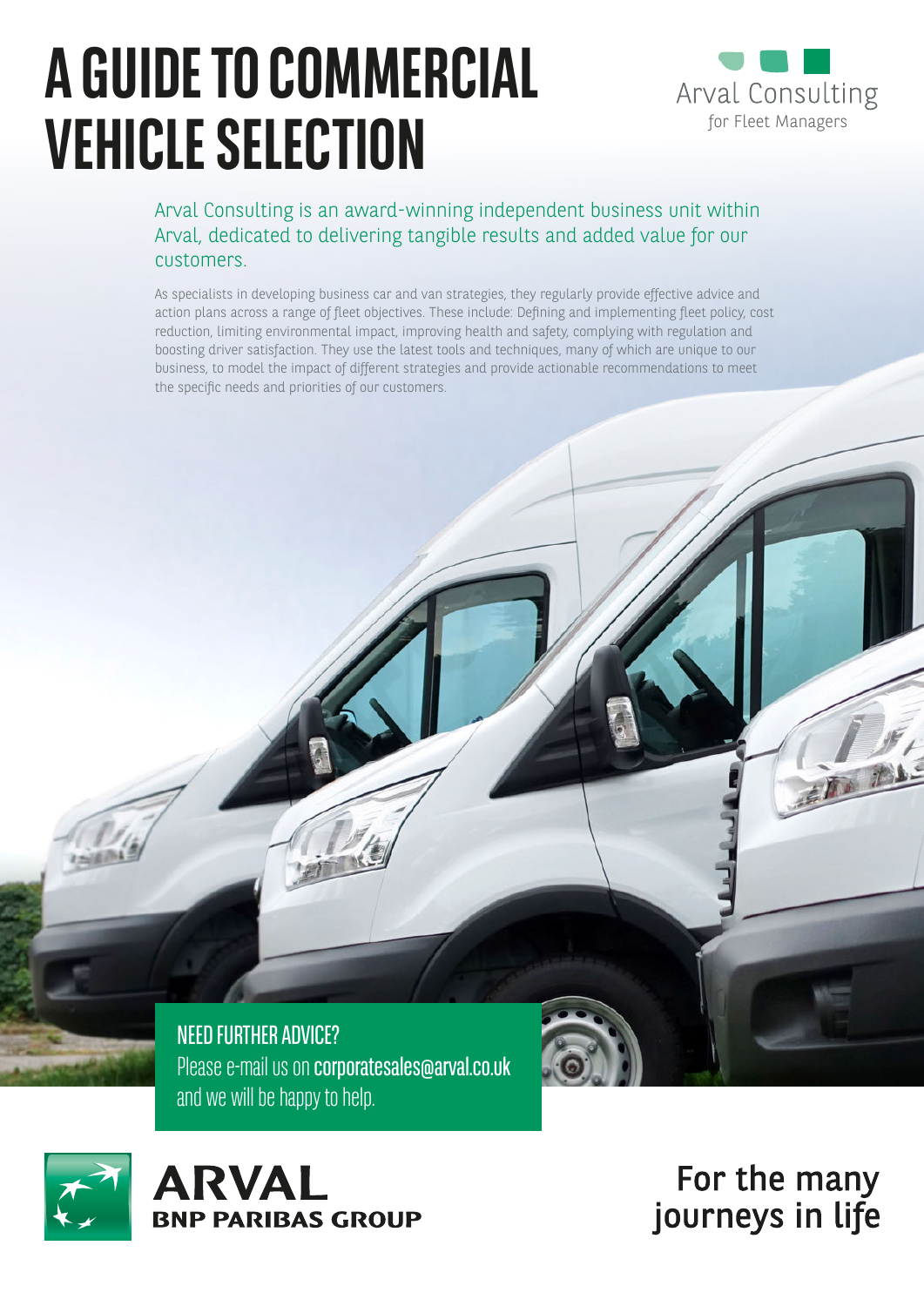# A GUIDE TO COMMERCIAL VEHICLE SELECTION

Arval Consulting
for Fleet Managers

Arval Consulting is an award-winning independent business unit within Arval, dedicated to delivering tangible results and added value for our customers.

As specialists in developing business car and van strategies, they regularly provide effective advice and action plans across a range of fleet objectives. These include: Defining and implementing fleet policy, cost reduction, limiting environmental impact, improving health and safety, complying with regulation and boosting driver satisfaction. They use the latest tools and techniques, many of which are unique to our business, to model the impact of different strategies and provide actionable recommendations to meet the specific needs and priorities of our customers.

**NEED FURTHER ADVICE?**
Please e-mail us on **corporatesales@arval.co.uk** and we will be happy to help.

**ARVAL**
**BNP PARIBAS GROUP**

For the many journeys in life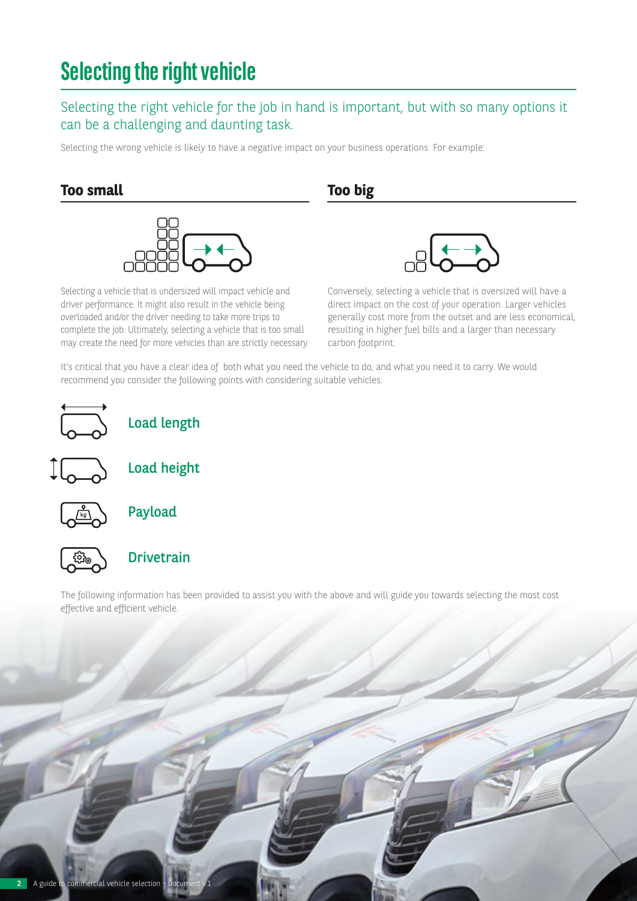# Selecting the right vehicle

## Selecting the right vehicle for the job in hand is important, but with so many options it can be a challenging and daunting task.

Selecting the wrong vehicle is likely to have a negative impact on your business operations. For example:

### Too small

Selecting a vehicle that is undersized will impact vehicle and driver performance. It might also result in the vehicle being overloaded and/or the driver needing to take more trips to complete the job. Ultimately, selecting a vehicle that is too small may create the need for more vehicles than are strictly necessary.

### Too big

Conversely, selecting a vehicle that is oversized will have a direct impact on the cost of your operation. Larger vehicles generally cost more from the outset and are less economical, resulting in higher fuel bills and a larger than necessary carbon footprint.

It's critical that you have a clear idea of both what you need the vehicle to do, and what you need it to carry. We would recommend you consider the following points with considering suitable vehicles:

- **Load length**
- **Load height**
- **Payload**
- **Drivetrain**

The following information has been provided to assist you with the above and will guide you towards selecting the most cost effective and efficient vehicle.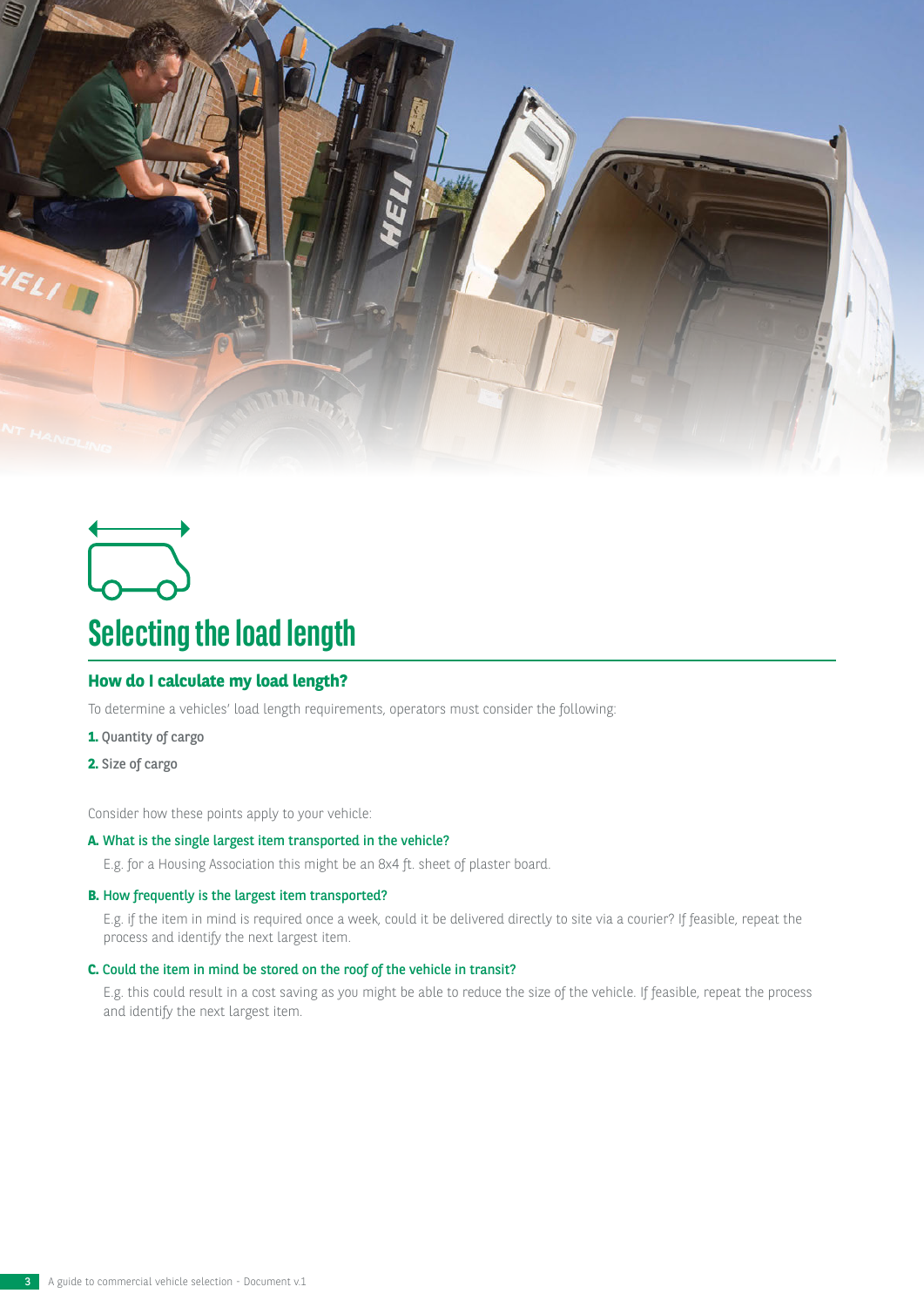# Selecting the load length

## How do I calculate my load length?

To determine a vehicles' load length requirements, operators must consider the following:

**1.** Quantity of cargo

**2.** Size of cargo

Consider how these points apply to your vehicle:

**A. What is the single largest item transported in the vehicle?**

E.g. for a Housing Association this might be an 8x4 ft. sheet of plaster board.

**B. How frequently is the largest item transported?**

E.g. if the item in mind is required once a week, could it be delivered directly to site via a courier? If feasible, repeat the process and identify the next largest item.

**C. Could the item in mind be stored on the roof of the vehicle in transit?**

E.g. this could result in a cost saving as you might be able to reduce the size of the vehicle. If feasible, repeat the process and identify the next largest item.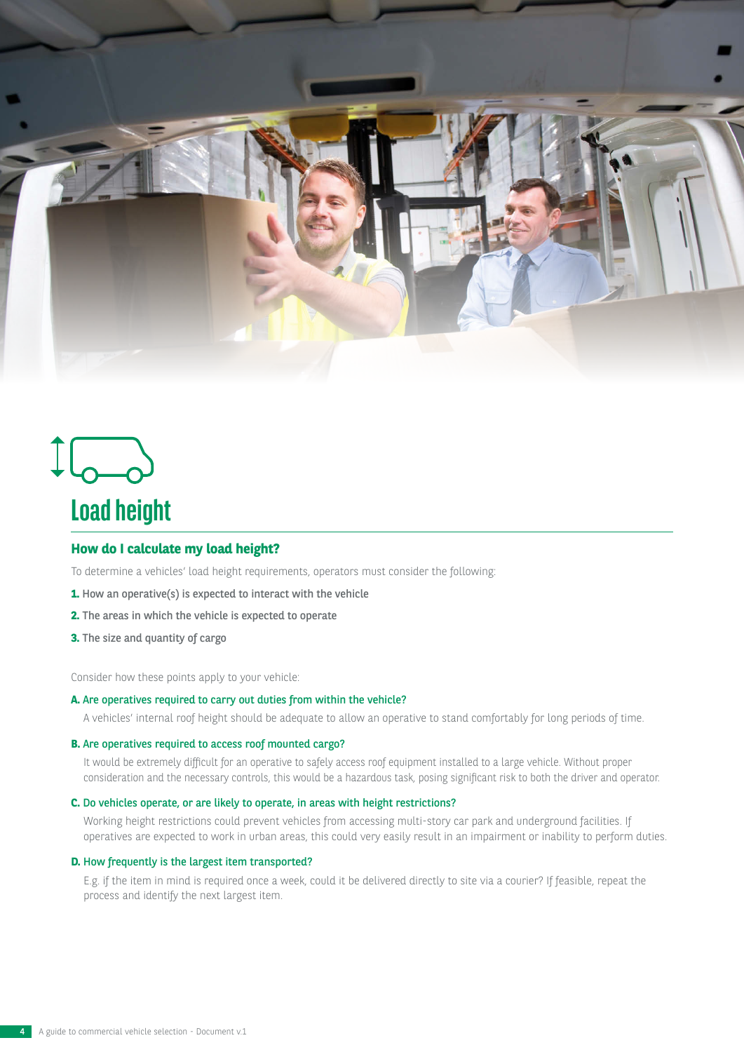# Load height

## How do I calculate my load height?

To determine a vehicles' load height requirements, operators must consider the following:

**1.** How an operative(s) is expected to interact with the vehicle

**2.** The areas in which the vehicle is expected to operate

**3.** The size and quantity of cargo

Consider how these points apply to your vehicle:

**A. Are operatives required to carry out duties from within the vehicle?**

A vehicles' internal roof height should be adequate to allow an operative to stand comfortably for long periods of time.

**B. Are operatives required to access roof mounted cargo?**

It would be extremely difficult for an operative to safely access roof equipment installed to a large vehicle. Without proper consideration and the necessary controls, this would be a hazardous task, posing significant risk to both the driver and operator.

**C. Do vehicles operate, or are likely to operate, in areas with height restrictions?**

Working height restrictions could prevent vehicles from accessing multi-story car park and underground facilities. If operatives are expected to work in urban areas, this could very easily result in an impairment or inability to perform duties.

**D. How frequently is the largest item transported?**

E.g. if the item in mind is required once a week, could it be delivered directly to site via a courier? If feasible, repeat the process and identify the next largest item.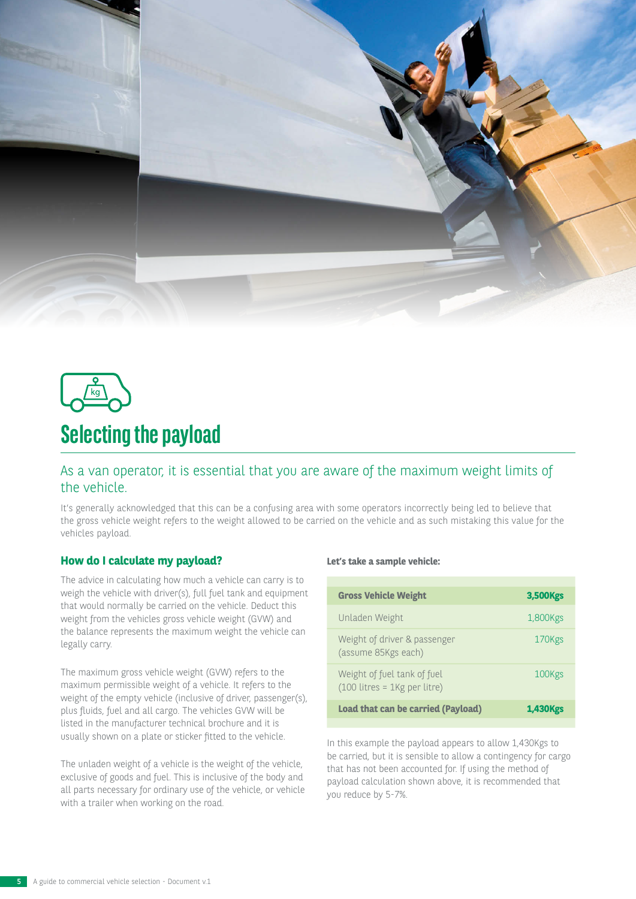# Selecting the payload

## As a van operator, it is essential that you are aware of the maximum weight limits of the vehicle.

It's generally acknowledged that this can be a confusing area with some operators incorrectly being led to believe that the gross vehicle weight refers to the weight allowed to be carried on the vehicle and as such mistaking this value for the vehicles payload.

### How do I calculate my payload?

The advice in calculating how much a vehicle can carry is to weigh the vehicle with driver(s), full fuel tank and equipment that would normally be carried on the vehicle. Deduct this weight from the vehicles gross vehicle weight (GVW) and the balance represents the maximum weight the vehicle can legally carry.

The maximum gross vehicle weight (GVW) refers to the maximum permissible weight of a vehicle. It refers to the weight of the empty vehicle (inclusive of driver, passenger(s), plus fluids, fuel and all cargo. The vehicles GVW will be listed in the manufacturer technical brochure and it is usually shown on a plate or sticker fitted to the vehicle.

The unladen weight of a vehicle is the weight of the vehicle, exclusive of goods and fuel. This is inclusive of the body and all parts necessary for ordinary use of the vehicle, or vehicle with a trailer when working on the road.

**Let's take a sample vehicle:**

| **Gross Vehicle Weight** | **3,500Kgs** |
|---|---|
| Unladen Weight | 1,800Kgs |
| Weight of driver & passenger (assume 85Kgs each) | 170Kgs |
| Weight of fuel tank of fuel (100 litres = 1Kg per litre) | 100Kgs |
| **Load that can be carried (Payload)** | **1,430Kgs** |

In this example the payload appears to allow 1,430Kgs to be carried, but it is sensible to allow a contingency for cargo that has not been accounted for. If using the method of payload calculation shown above, it is recommended that you reduce by 5-7%.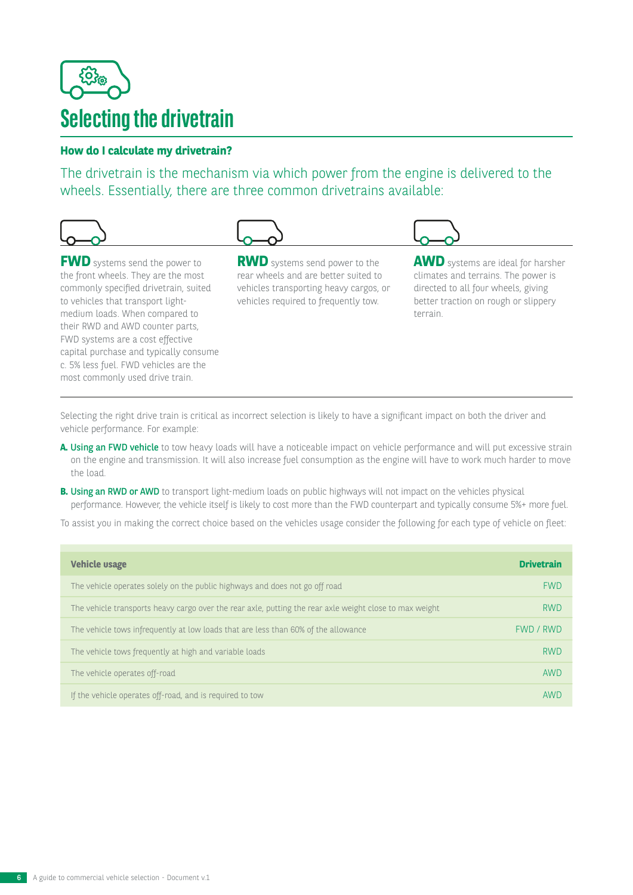# Selecting the drivetrain

### How do I calculate my drivetrain?

The drivetrain is the mechanism via which power from the engine is delivered to the wheels. Essentially, there are three common drivetrains available:

**FWD** systems send the power to the front wheels. They are the most commonly specified drivetrain, suited to vehicles that transport light-medium loads. When compared to their RWD and AWD counter parts, FWD systems are a cost effective capital purchase and typically consume c. 5% less fuel. FWD vehicles are the most commonly used drive train.

**RWD** systems send power to the rear wheels and are better suited to vehicles transporting heavy cargos, or vehicles required to frequently tow.

**AWD** systems are ideal for harsher climates and terrains. The power is directed to all four wheels, giving better traction on rough or slippery terrain.

Selecting the right drive train is critical as incorrect selection is likely to have a significant impact on both the driver and vehicle performance. For example:

**A.** Using an FWD vehicle to tow heavy loads will have a noticeable impact on vehicle performance and will put excessive strain on the engine and transmission. It will also increase fuel consumption as the engine will have to work much harder to move the load.

**B.** Using an RWD or AWD to transport light-medium loads on public highways will not impact on the vehicles physical performance. However, the vehicle itself is likely to cost more than the FWD counterpart and typically consume 5%+ more fuel.

To assist you in making the correct choice based on the vehicles usage consider the following for each type of vehicle on fleet:

| Vehicle usage | Drivetrain |
| --- | --- |
| The vehicle operates solely on the public highways and does not go off road | FWD |
| The vehicle transports heavy cargo over the rear axle, putting the rear axle weight close to max weight | RWD |
| The vehicle tows infrequently at low loads that are less than 60% of the allowance | FWD / RWD |
| The vehicle tows frequently at high and variable loads | RWD |
| The vehicle operates off-road | AWD |
| If the vehicle operates off-road, and is required to tow | AWD |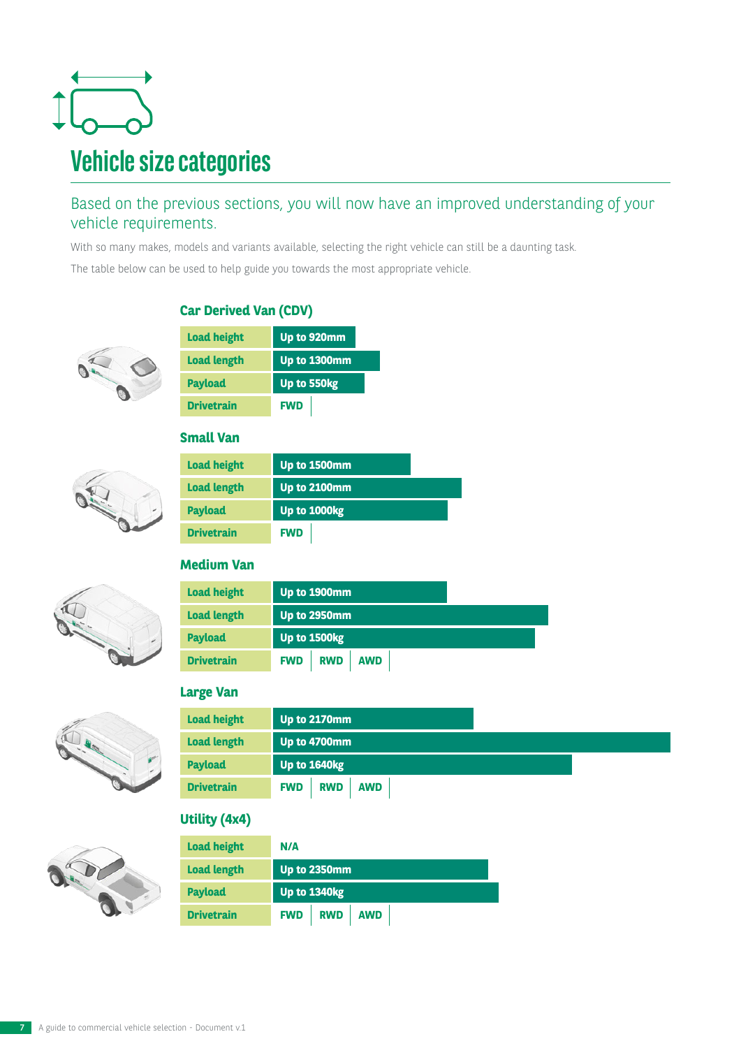# Vehicle size categories

## Based on the previous sections, you will now have an improved understanding of your vehicle requirements.

With so many makes, models and variants available, selecting the right vehicle can still be a daunting task.

The table below can be used to help guide you towards the most appropriate vehicle.

### Car Derived Van (CDV)

| | |
|---|---|
| **Load height** | **Up to 920mm** |
| **Load length** | **Up to 1300mm** |
| **Payload** | **Up to 550kg** |
| **Drivetrain** | **FWD** |

### Small Van

| | |
|---|---|
| **Load height** | **Up to 1500mm** |
| **Load length** | **Up to 2100mm** |
| **Payload** | **Up to 1000kg** |
| **Drivetrain** | **FWD** |

### Medium Van

| | |
|---|---|
| **Load height** | **Up to 1900mm** |
| **Load length** | **Up to 2950mm** |
| **Payload** | **Up to 1500kg** |
| **Drivetrain** | **FWD \| RWD \| AWD** |

### Large Van

| | |
|---|---|
| **Load height** | **Up to 2170mm** |
| **Load length** | **Up to 4700mm** |
| **Payload** | **Up to 1640kg** |
| **Drivetrain** | **FWD \| RWD \| AWD** |

### Utility (4x4)

| | |
|---|---|
| **Load height** | **N/A** |
| **Load length** | **Up to 2350mm** |
| **Payload** | **Up to 1340kg** |
| **Drivetrain** | **FWD \| RWD \| AWD** |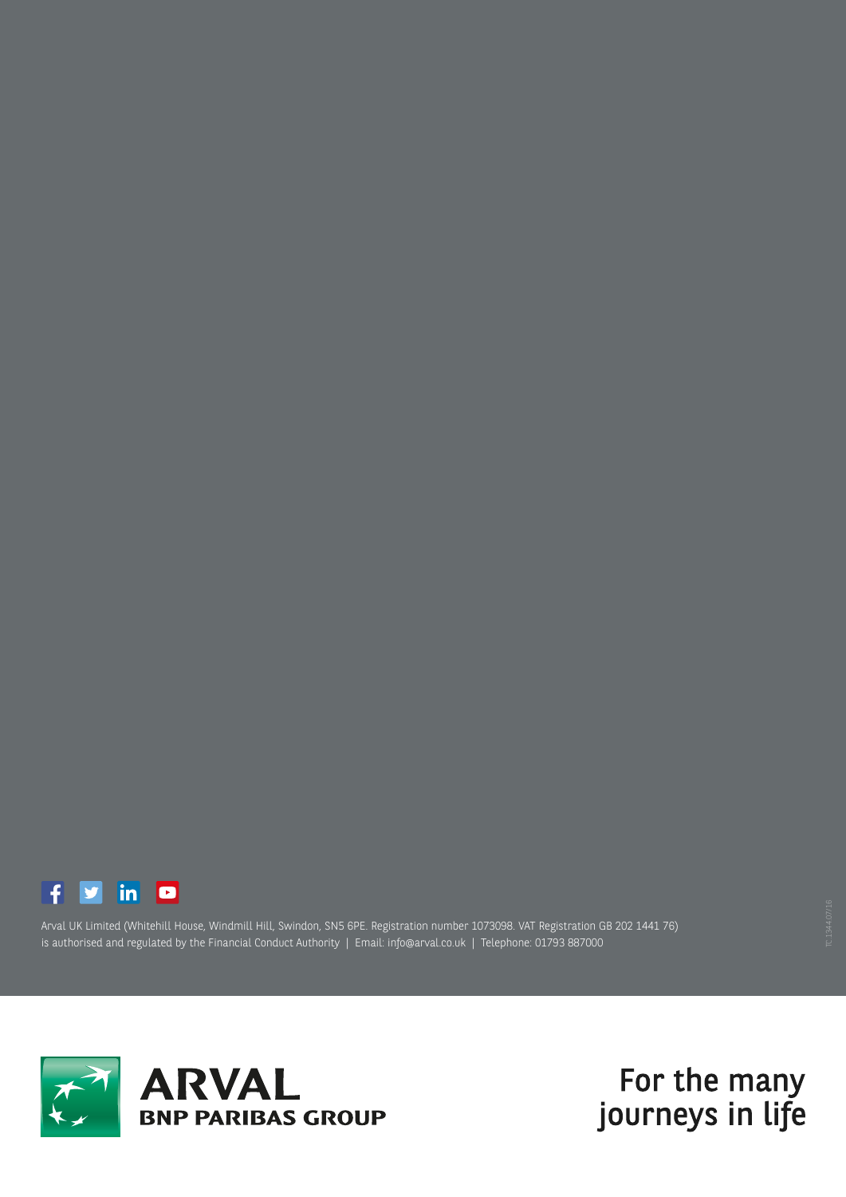Arval UK Limited (Whitehill House, Windmill Hill, Swindon, SN5 6PE. Registration number 1073098. VAT Registration GB 202 1441 76) is authorised and regulated by the Financial Conduct Authority | Email: info@arval.co.uk | Telephone: 01793 887000

TC 1344 07/16

ARVAL
BNP PARIBAS GROUP

For the many journeys in life